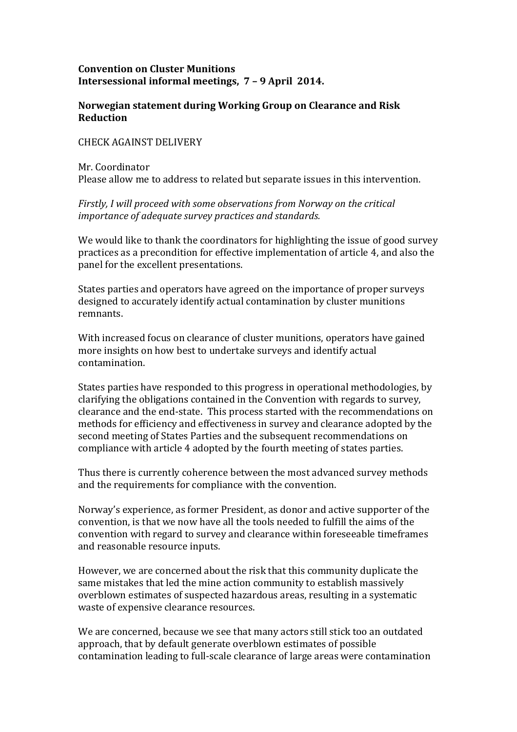**Convention on Cluster Munitions**
**Intersessional informal meetings, 7 – 9 April 2014.**

**Norwegian statement during Working Group on Clearance and Risk Reduction**

CHECK AGAINST DELIVERY

Mr. Coordinator
Please allow me to address to related but separate issues in this intervention.

*Firstly, I will proceed with some observations from Norway on the critical importance of adequate survey practices and standards.*

We would like to thank the coordinators for highlighting the issue of good survey practices as a precondition for effective implementation of article 4, and also the panel for the excellent presentations.

States parties and operators have agreed on the importance of proper surveys designed to accurately identify actual contamination by cluster munitions remnants.

With increased focus on clearance of cluster munitions, operators have gained more insights on how best to undertake surveys and identify actual contamination.

States parties have responded to this progress in operational methodologies, by clarifying the obligations contained in the Convention with regards to survey, clearance and the end-state. This process started with the recommendations on methods for efficiency and effectiveness in survey and clearance adopted by the second meeting of States Parties and the subsequent recommendations on compliance with article 4 adopted by the fourth meeting of states parties.

Thus there is currently coherence between the most advanced survey methods and the requirements for compliance with the convention.

Norway's experience, as former President, as donor and active supporter of the convention, is that we now have all the tools needed to fulfill the aims of the convention with regard to survey and clearance within foreseeable timeframes and reasonable resource inputs.

However, we are concerned about the risk that this community duplicate the same mistakes that led the mine action community to establish massively overblown estimates of suspected hazardous areas, resulting in a systematic waste of expensive clearance resources.

We are concerned, because we see that many actors still stick too an outdated approach, that by default generate overblown estimates of possible contamination leading to full-scale clearance of large areas were contamination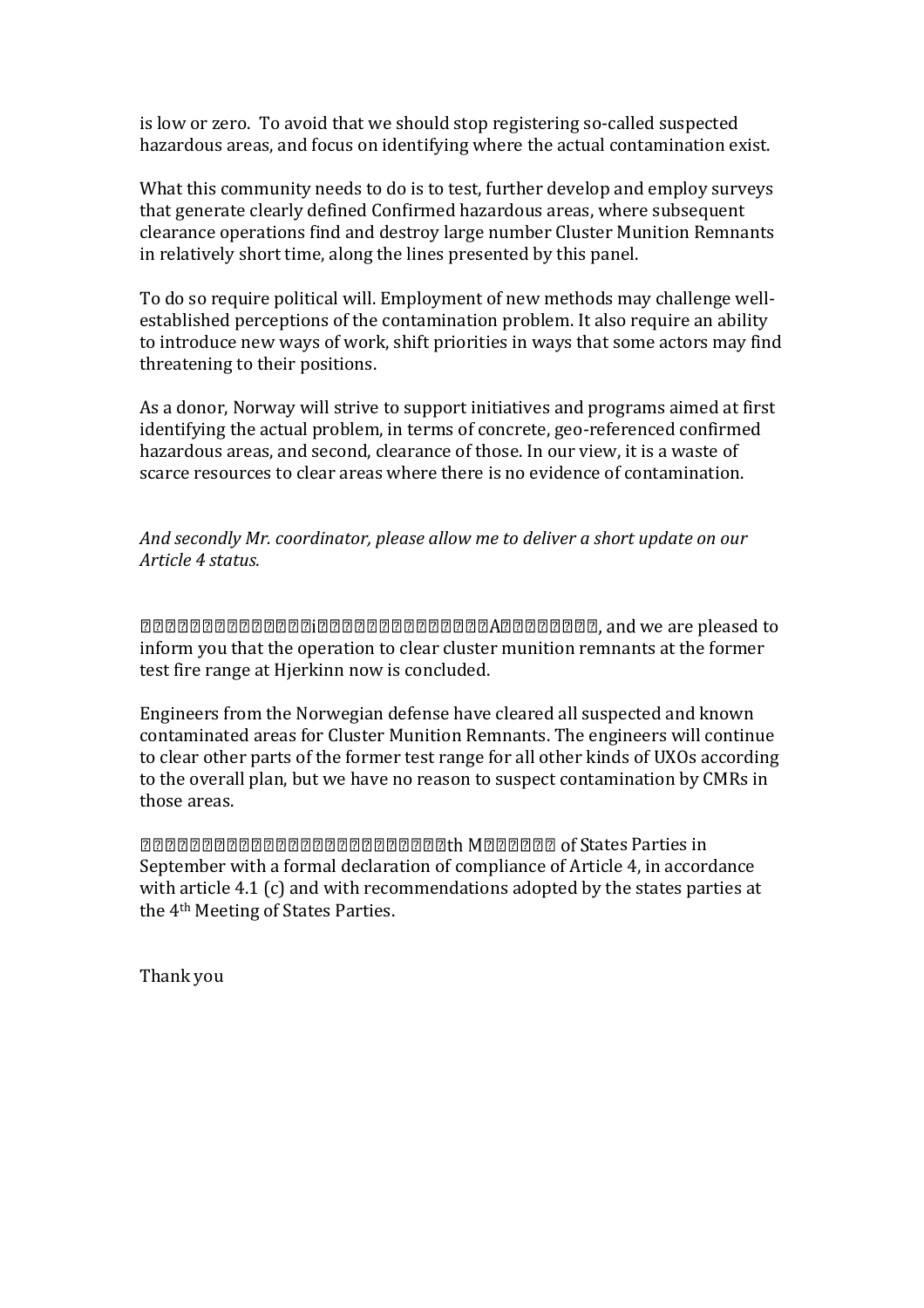is low or zero. To avoid that we should stop registering so-called suspected hazardous areas, and focus on identifying where the actual contamination exist.

What this community needs to do is to test, further develop and employ surveys that generate clearly defined Confirmed hazardous areas, where subsequent clearance operations find and destroy large number Cluster Munition Remnants in relatively short time, along the lines presented by this panel.

To do so require political will. Employment of new methods may challenge well-established perceptions of the contamination problem. It also require an ability to introduce new ways of work, shift priorities in ways that some actors may find threatening to their positions.

As a donor, Norway will strive to support initiatives and programs aimed at first identifying the actual problem, in terms of concrete, geo-referenced confirmed hazardous areas, and second, clearance of those. In our view, it is a waste of scarce resources to clear areas where there is no evidence of contamination.

*And secondly Mr. coordinator, please allow me to deliver a short update on our Article 4 status.*

□□□□□□□□□□□□□i□□□□□□□□□□□□□□□□A□□□□□□□□, and we are pleased to inform you that the operation to clear cluster munition remnants at the former test fire range at Hjerkinn now is concluded.

Engineers from the Norwegian defense have cleared all suspected and known contaminated areas for Cluster Munition Remnants. The engineers will continue to clear other parts of the former test range for all other kinds of UXOs according to the overall plan, but we have no reason to suspect contamination by CMRs in those areas.

□□□□□□□□□□□□□□□□□□□□□□□□□□□□□th M□□□□□□□ of States Parties in September with a formal declaration of compliance of Article 4, in accordance with article 4.1 (c) and with recommendations adopted by the states parties at the 4th Meeting of States Parties.

Thank you